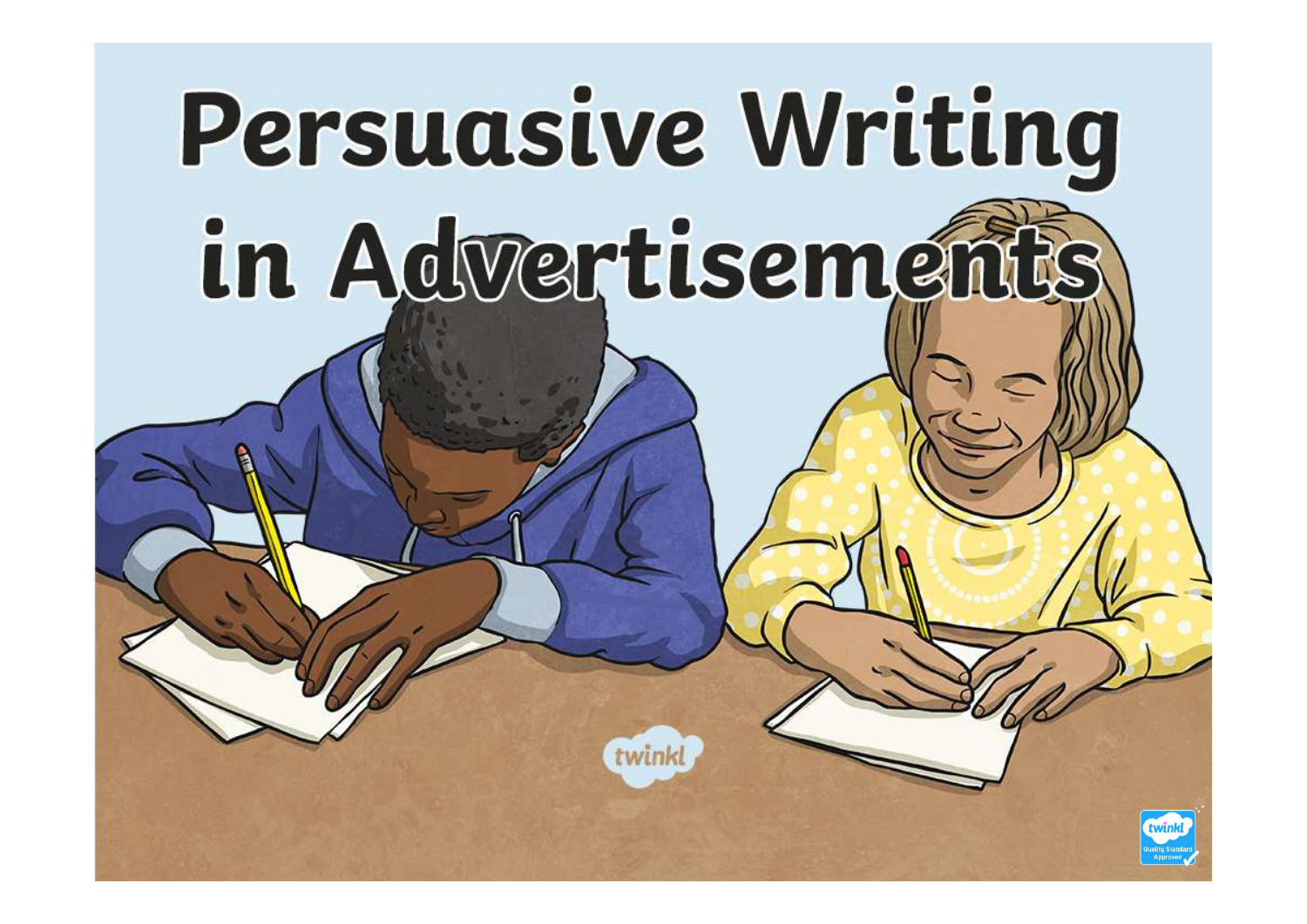# Persuasive Writing in Advertisements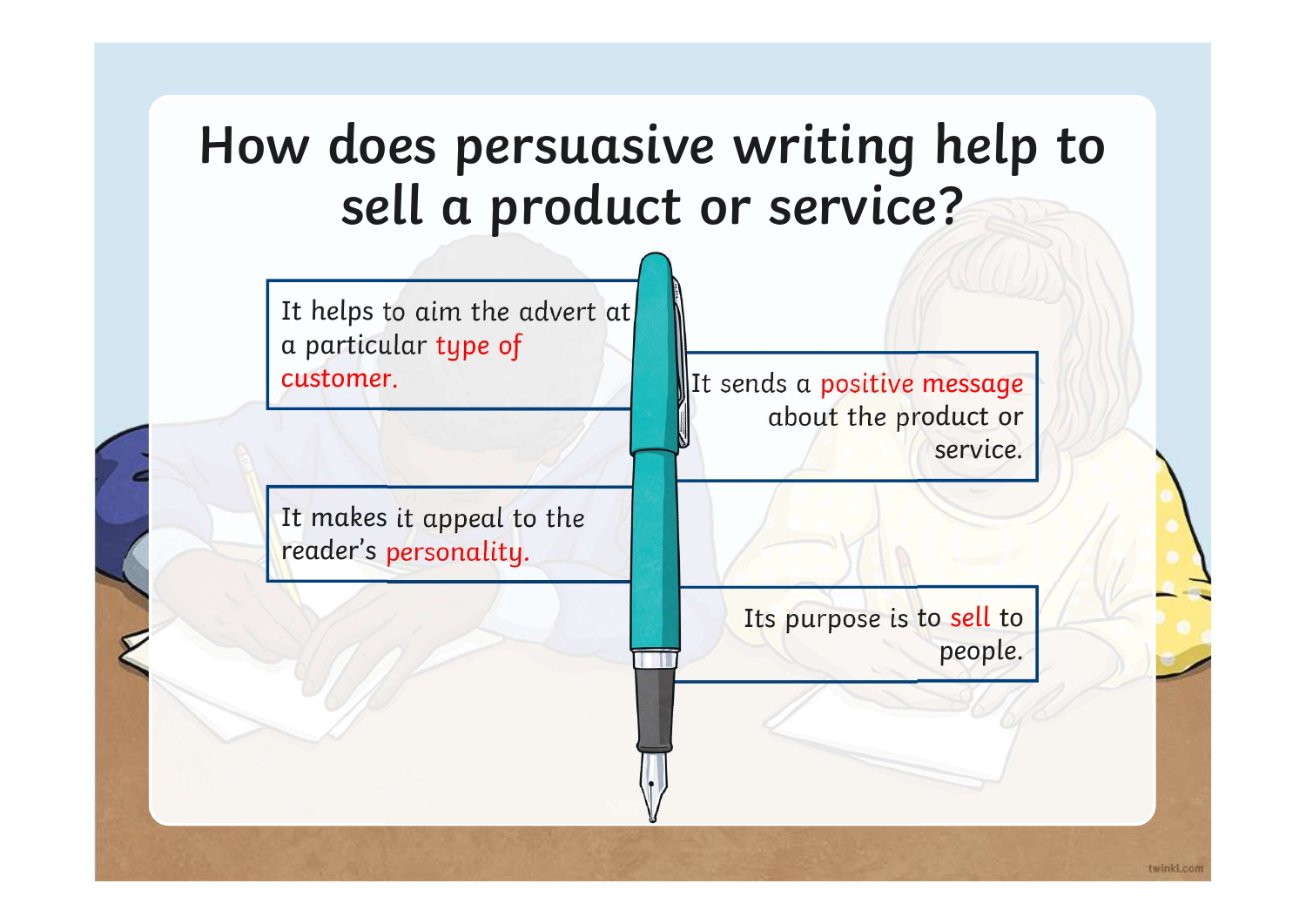# How does persuasive writing help to sell a product or service?

It helps to aim the advert at a particular type of customer.

It sends a positive message about the product or service.

It makes it appeal to the reader's personality.

Its purpose is to sell to people.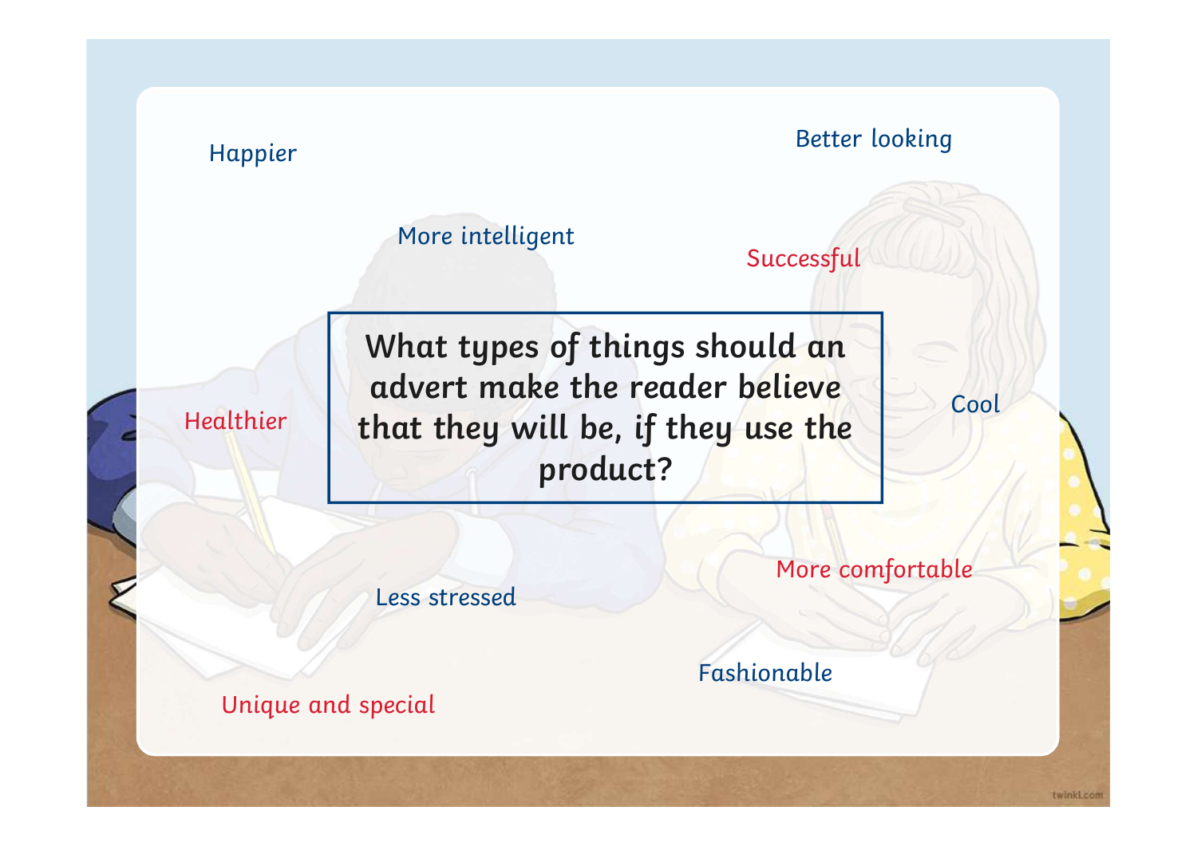**What types of things should an advert make the reader believe that they will be, if they use the product?**

- Happier
- Better looking
- More intelligent
- Successful
- Healthier
- Cool
- More comfortable
- Less stressed
- Fashionable
- Unique and special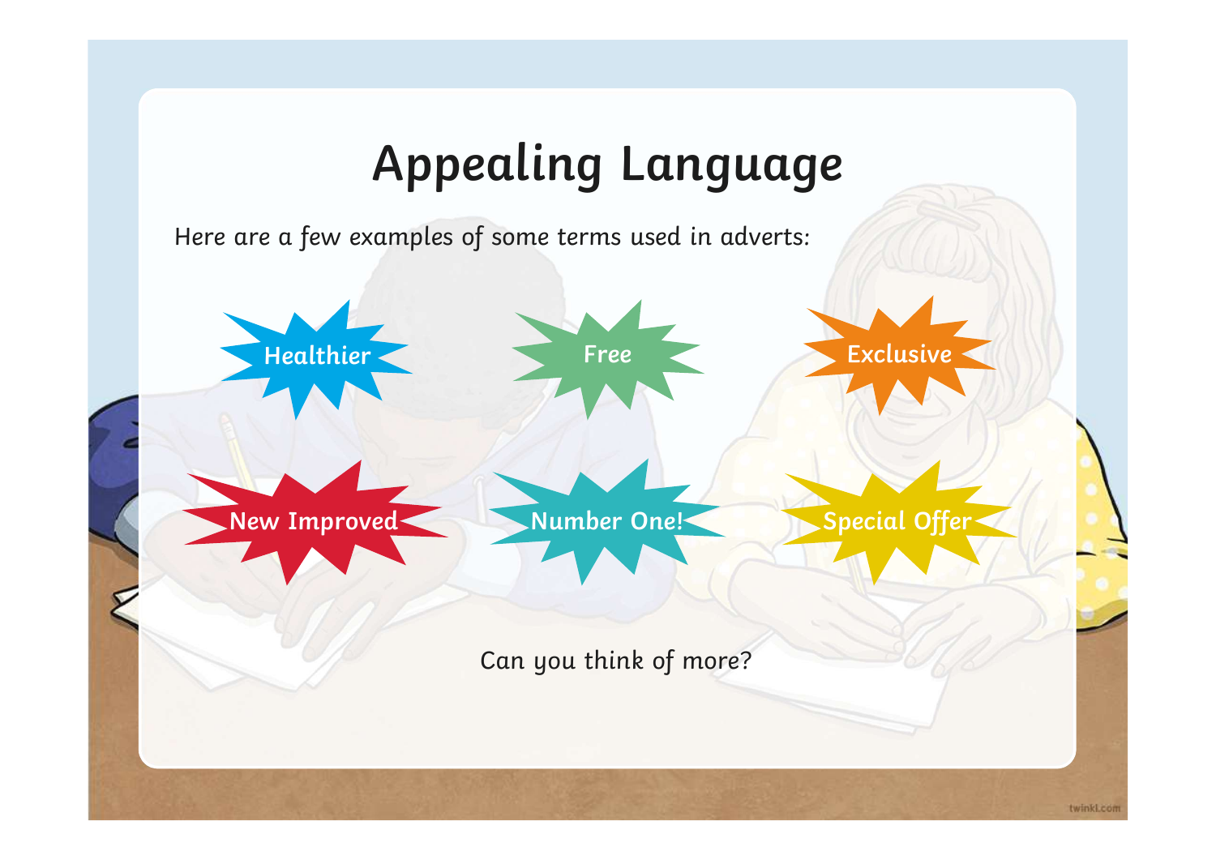# Appealing Language

Here are a few examples of some terms used in adverts:

- Healthier
- Free
- Exclusive
- New Improved
- Number One!
- Special Offer

Can you think of more?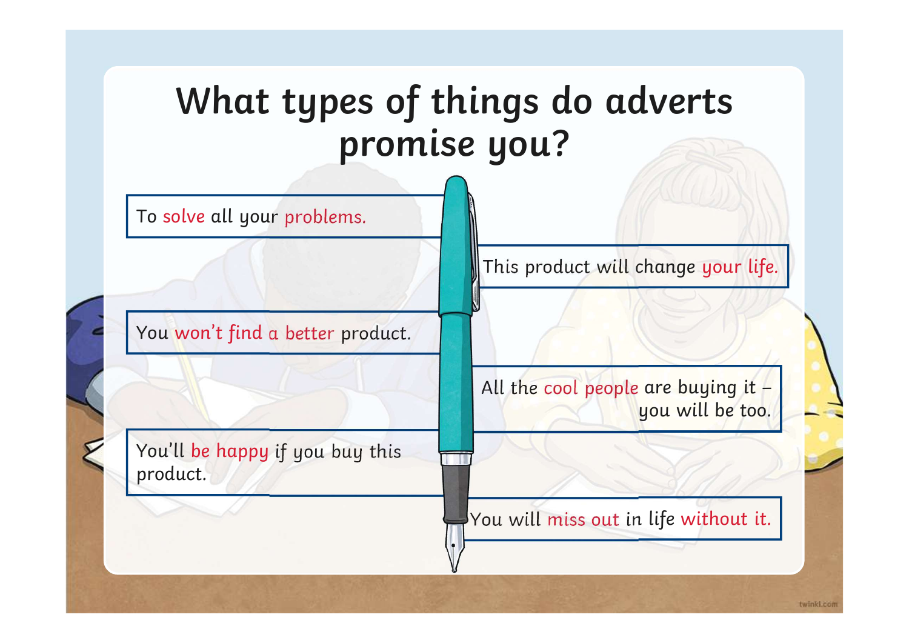# What types of things do adverts promise you?

- To solve all your problems.
- This product will change your life.
- You won't find a better product.
- All the cool people are buying it – you will be too.
- You'll be happy if you buy this product.
- You will miss out in life without it.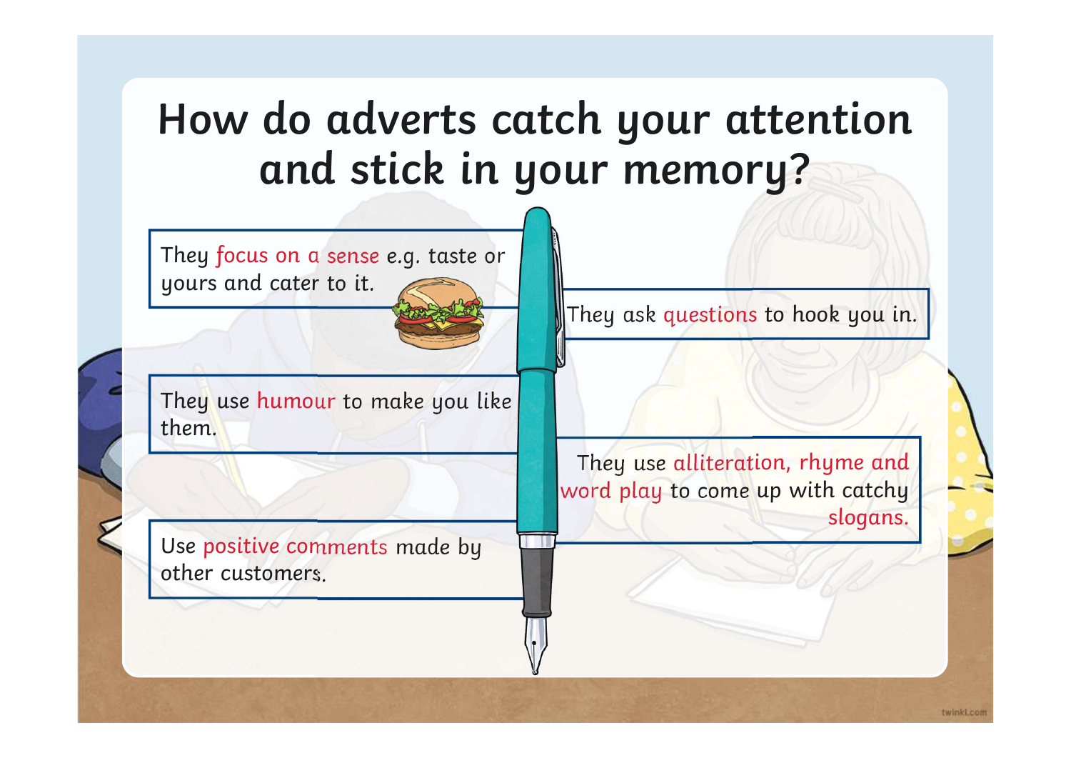# How do adverts catch your attention and stick in your memory?

- They focus on a sense e.g. taste or yours and cater to it.
- They ask questions to hook you in.
- They use humour to make you like them.
- They use alliteration, rhyme and word play to come up with catchy slogans.
- Use positive comments made by other customers.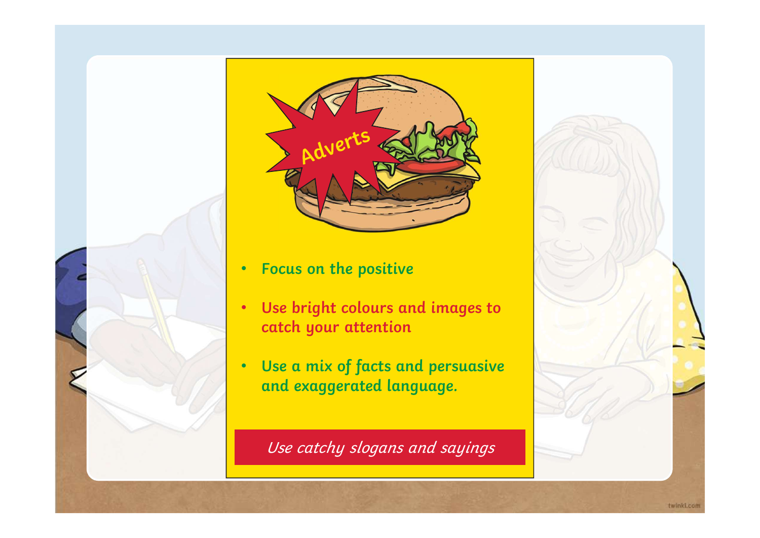# Adverts

- Focus on the positive
- Use bright colours and images to catch your attention
- Use a mix of facts and persuasive and exaggerated language.

*Use catchy slogans and sayings*